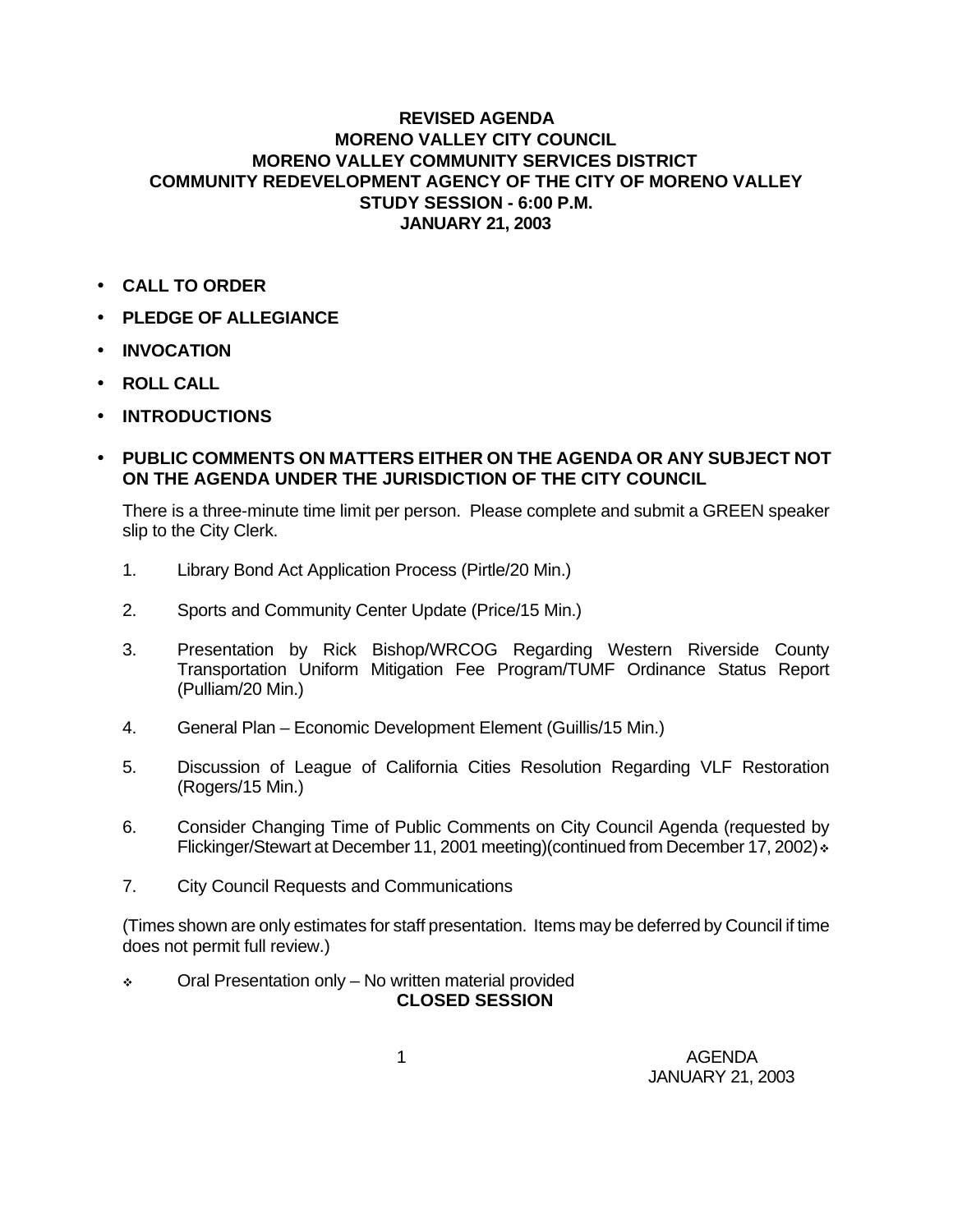# REVISED AGENDA
# MORENO VALLEY CITY COUNCIL
# MORENO VALLEY COMMUNITY SERVICES DISTRICT
# COMMUNITY REDEVELOPMENT AGENCY OF THE CITY OF MORENO VALLEY
## STUDY SESSION - 6:00 P.M.
## JANUARY 21, 2003

- **CALL TO ORDER**
- **PLEDGE OF ALLEGIANCE**
- **INVOCATION**
- **ROLL CALL**
- **INTRODUCTIONS**
- **PUBLIC COMMENTS ON MATTERS EITHER ON THE AGENDA OR ANY SUBJECT NOT ON THE AGENDA UNDER THE JURISDICTION OF THE CITY COUNCIL**

  There is a three-minute time limit per person. Please complete and submit a GREEN speaker slip to the City Clerk.

1. Library Bond Act Application Process (Pirtle/20 Min.)
2. Sports and Community Center Update (Price/15 Min.)
3. Presentation by Rick Bishop/WRCOG Regarding Western Riverside County Transportation Uniform Mitigation Fee Program/TUMF Ordinance Status Report (Pulliam/20 Min.)
4. General Plan – Economic Development Element (Guillis/15 Min.)
5. Discussion of League of California Cities Resolution Regarding VLF Restoration (Rogers/15 Min.)
6. Consider Changing Time of Public Comments on City Council Agenda (requested by Flickinger/Stewart at December 11, 2001 meeting)(continued from December 17, 2002) ❖
7. City Council Requests and Communications

(Times shown are only estimates for staff presentation. Items may be deferred by Council if time does not permit full review.)

❖ Oral Presentation only – No written material provided

**CLOSED SESSION**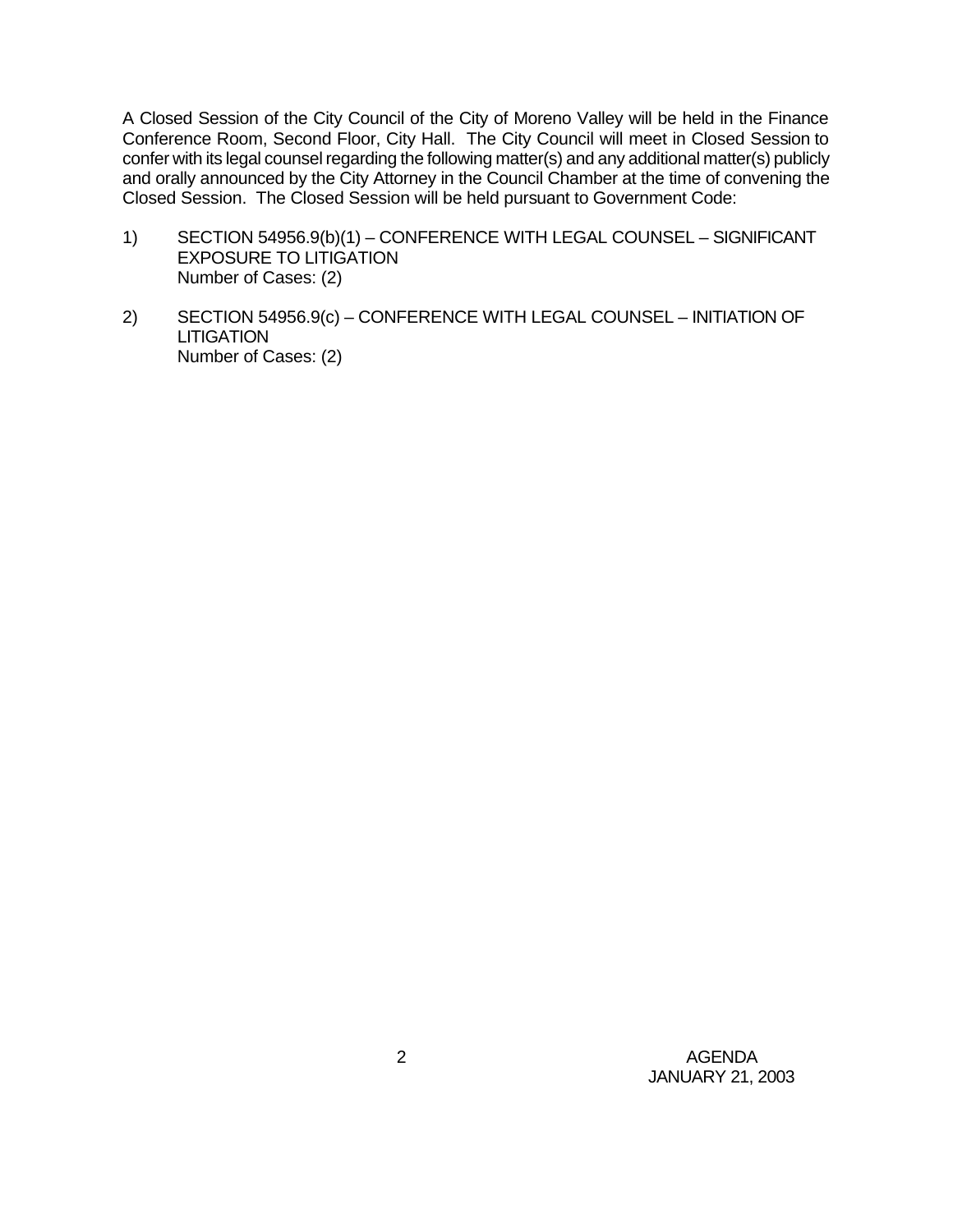A Closed Session of the City Council of the City of Moreno Valley will be held in the Finance Conference Room, Second Floor, City Hall. The City Council will meet in Closed Session to confer with its legal counsel regarding the following matter(s) and any additional matter(s) publicly and orally announced by the City Attorney in the Council Chamber at the time of convening the Closed Session. The Closed Session will be held pursuant to Government Code:

1) SECTION 54956.9(b)(1) – CONFERENCE WITH LEGAL COUNSEL – SIGNIFICANT EXPOSURE TO LITIGATION
   Number of Cases: (2)

2) SECTION 54956.9(c) – CONFERENCE WITH LEGAL COUNSEL – INITIATION OF LITIGATION
   Number of Cases: (2)